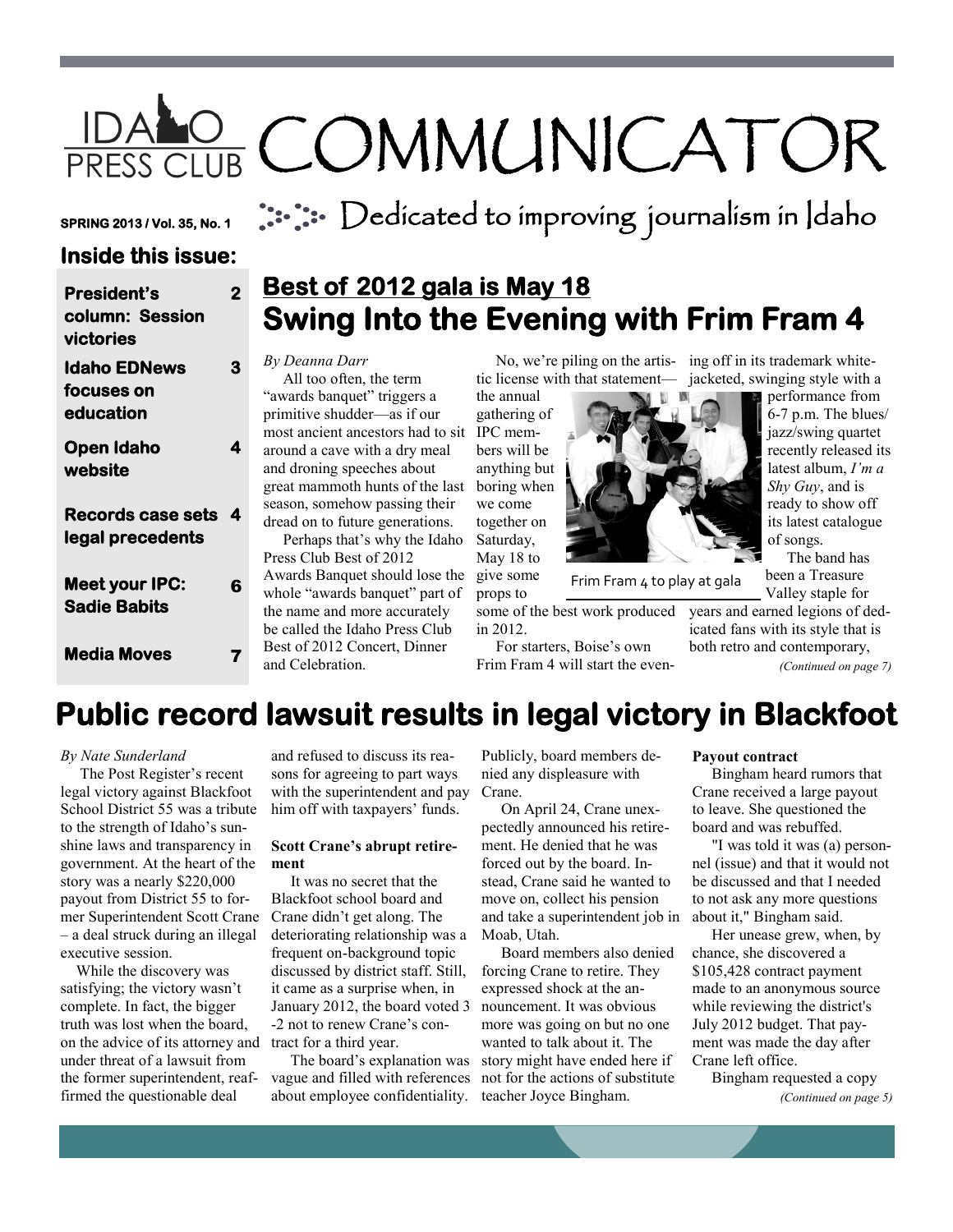# IDAHO PRESS CLUB COMMUNICATOR

Dedicated to improving journalism in Idaho

**SPRING 2013 / Vol. 35, No. 1**

## Inside this issue:

| | |
|---|---|
| **President's column: Session victories** | **2** |
| **Idaho EDNews focuses on education** | **3** |
| **Open Idaho website** | **4** |
| **Records case sets legal precedents** | **4** |
| **Meet your IPC: Sadie Babits** | **6** |
| **Media Moves** | **7** |

## Best of 2012 gala is May 18

## Swing Into the Evening with Frim Fram 4

*By Deanna Darr*

All too often, the term "awards banquet" triggers a primitive shudder—as if our most ancient ancestors had to sit around a cave with a dry meal and droning speeches about great mammoth hunts of the last season, somehow passing their dread on to future generations.

Perhaps that's why the Idaho Press Club Best of 2012 Awards Banquet should lose the whole "awards banquet" part of the name and more accurately be called the Idaho Press Club Best of 2012 Concert, Dinner and Celebration.

No, we're piling on the artistic license with that statement—the annual gathering of IPC members will be anything but boring when we come together on Saturday, May 18 to give some props to some of the best work produced in 2012.

For starters, Boise's own Frim Fram 4 will start the evening off in its trademark white-jacketed, swinging style with a performance from 6-7 p.m. The blues/jazz/swing quartet recently released its latest album, *I'm a Shy Guy*, and is ready to show off its latest catalogue of songs.

Frim Fram 4 to play at gala

The band has been a Treasure Valley staple for years and earned legions of dedicated fans with its style that is both retro and contemporary,

*(Continued on page 7)*

## Public record lawsuit results in legal victory in Blackfoot

*By Nate Sunderland*

The Post Register's recent legal victory against Blackfoot School District 55 was a tribute to the strength of Idaho's sunshine laws and transparency in government. At the heart of the story was a nearly $220,000 payout from District 55 to former Superintendent Scott Crane – a deal struck during an illegal executive session.

While the discovery was satisfying; the victory wasn't complete. In fact, the bigger truth was lost when the board, on the advice of its attorney and under threat of a lawsuit from the former superintendent, reaffirmed the questionable deal and refused to discuss its reasons for agreeing to part ways with the superintendent and pay him off with taxpayers' funds.

**Scott Crane's abrupt retirement**

It was no secret that the Blackfoot school board and Crane didn't get along. The deteriorating relationship was a frequent on-background topic discussed by district staff. Still, it came as a surprise when, in January 2012, the board voted 3-2 not to renew Crane's contract for a third year.

The board's explanation was vague and filled with references about employee confidentiality. Publicly, board members denied any displeasure with Crane.

On April 24, Crane unexpectedly announced his retirement. He denied that he was forced out by the board. Instead, Crane said he wanted to move on, collect his pension and take a superintendent job in Moab, Utah.

Board members also denied forcing Crane to retire. They expressed shock at the announcement. It was obvious more was going on but no one wanted to talk about it. The story might have ended here if not for the actions of substitute teacher Joyce Bingham.

**Payout contract**

Bingham heard rumors that Crane received a large payout to leave. She questioned the board and was rebuffed.

"I was told it was (a) personnel (issue) and that it would not be discussed and that I needed to not ask any more questions about it," Bingham said.

Her unease grew, when, by chance, she discovered a $105,428 contract payment made to an anonymous source while reviewing the district's July 2012 budget. That payment was made the day after Crane left office.

Bingham requested a copy

*(Continued on page 5)*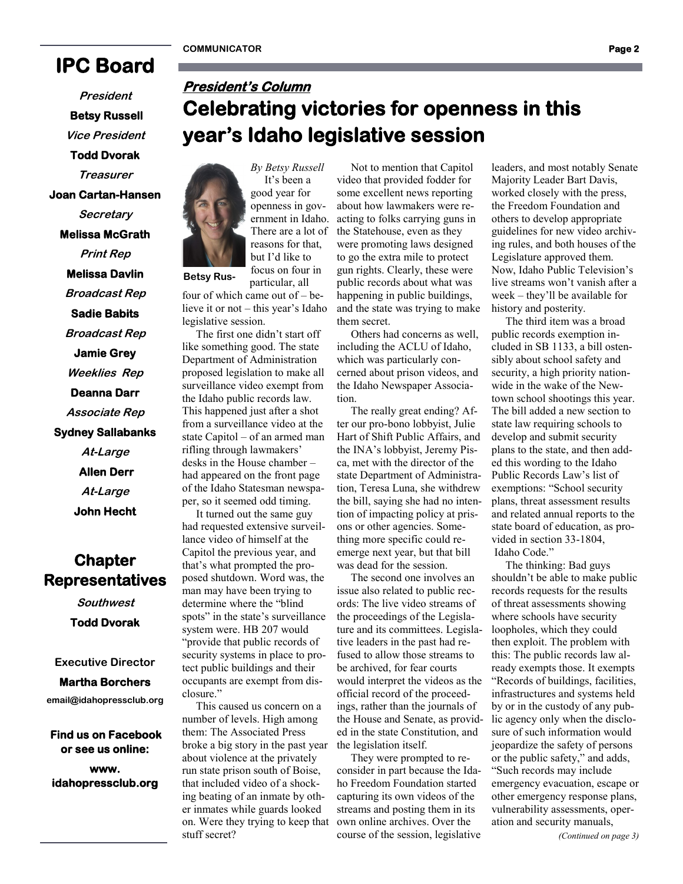# IPC Board

***President***

**Betsy Russell**

***Vice President***

**Todd Dvorak**

***Treasurer***

**Joan Cartan-Hansen**

***Secretary***

**Melissa McGrath**

***Print Rep***

**Melissa Davlin**

***Broadcast Rep***

**Sadie Babits**

***Broadcast Rep***

**Jamie Grey**

***Weeklies Rep***

**Deanna Darr**

***Associate Rep***

**Sydney Sallabanks**

***At-Large***

**Allen Derr**

***At-Large***

**John Hecht**

## Chapter Representatives

***Southwest***

**Todd Dvorak**

**Executive Director**

**Martha Borchers**

**email@idahopressclub.org**

**Find us on Facebook or see us online:**

**www. idahopressclub.org**

***President's Column***

# Celebrating victories for openness in this year's Idaho legislative session

**Betsy Rus-**

*By Betsy Russell*

It's been a good year for openness in government in Idaho. There are a lot of reasons for that, but I'd like to focus on four in particular, all four of which came out of – believe it or not – this year's Idaho legislative session.

The first one didn't start off like something good. The state Department of Administration proposed legislation to make all surveillance video exempt from the Idaho public records law. This happened just after a shot from a surveillance video at the state Capitol – of an armed man rifling through lawmakers' desks in the House chamber – had appeared on the front page of the Idaho Statesman newspaper, so it seemed odd timing.

It turned out the same guy had requested extensive surveillance video of himself at the Capitol the previous year, and that's what prompted the proposed shutdown. Word was, the man may have been trying to determine where the "blind spots" in the state's surveillance system were. HB 207 would "provide that public records of security systems in place to protect public buildings and their occupants are exempt from disclosure."

This caused us concern on a number of levels. High among them: The Associated Press broke a big story in the past year about violence at the privately run state prison south of Boise, that included video of a shocking beating of an inmate by other inmates while guards looked on. Were they trying to keep that stuff secret?

Not to mention that Capitol video that provided fodder for some excellent news reporting about how lawmakers were reacting to folks carrying guns in the Statehouse, even as they were promoting laws designed to go the extra mile to protect gun rights. Clearly, these were public records about what was happening in public buildings, and the state was trying to make them secret.

Others had concerns as well, including the ACLU of Idaho, which was particularly concerned about prison videos, and the Idaho Newspaper Association.

The really great ending? After our pro-bono lobbyist, Julie Hart of Shift Public Affairs, and the INA's lobbyist, Jeremy Pisca, met with the director of the state Department of Administration, Teresa Luna, she withdrew the bill, saying she had no intention of impacting policy at prisons or other agencies. Something more specific could reemerge next year, but that bill was dead for the session.

The second one involves an issue also related to public records: The live video streams of the proceedings of the Legislature and its committees. Legislative leaders in the past had refused to allow those streams to be archived, for fear courts would interpret the videos as the official record of the proceedings, rather than the journals of the House and Senate, as provided in the state Constitution, and the legislation itself.

They were prompted to reconsider in part because the Idaho Freedom Foundation started capturing its own videos of the streams and posting them in its own online archives. Over the course of the session, legislative leaders, and most notably Senate Majority Leader Bart Davis, worked closely with the press, the Freedom Foundation and others to develop appropriate guidelines for new video archiving rules, and both houses of the Legislature approved them. Now, Idaho Public Television's live streams won't vanish after a week – they'll be available for history and posterity.

The third item was a broad public records exemption included in SB 1133, a bill ostensibly about school safety and security, a high priority nationwide in the wake of the Newtown school shootings this year. The bill added a new section to state law requiring schools to develop and submit security plans to the state, and then added this wording to the Idaho Public Records Law's list of exemptions: "School security plans, threat assessment results and related annual reports to the state board of education, as provided in section 33-1804, Idaho Code."

The thinking: Bad guys shouldn't be able to make public records requests for the results of threat assessments showing where schools have security loopholes, which they could then exploit. The problem with this: The public records law already exempts those. It exempts "Records of buildings, facilities, infrastructures and systems held by or in the custody of any public agency only when the disclosure of such information would jeopardize the safety of persons or the public safety," and adds, "Such records may include emergency evacuation, escape or other emergency response plans, vulnerability assessments, operation and security manuals,

*(Continued on page 3)*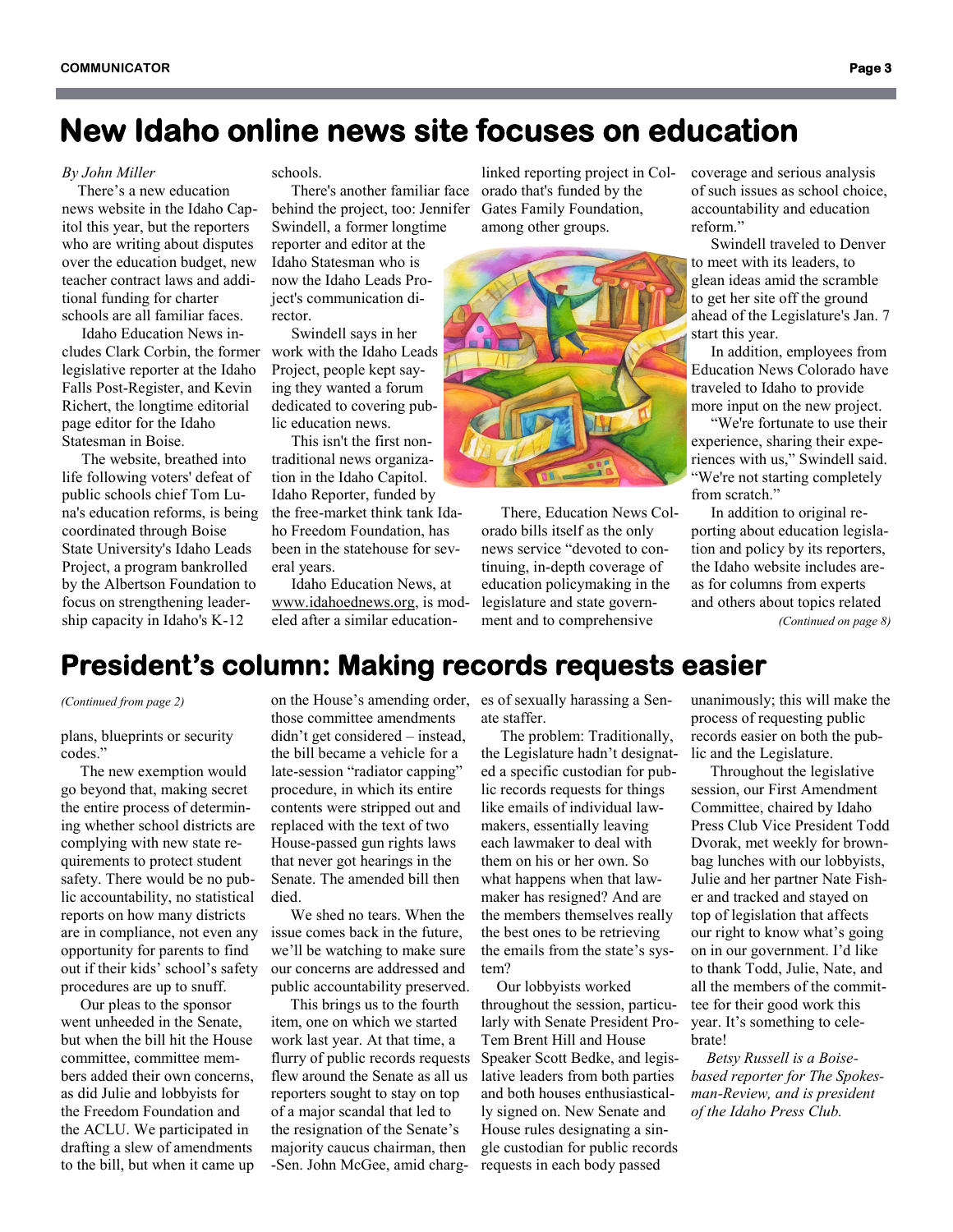# New Idaho online news site focuses on education

*By John Miller*

There's a new education news website in the Idaho Capitol this year, but the reporters who are writing about disputes over the education budget, new teacher contract laws and additional funding for charter schools are all familiar faces.

Idaho Education News includes Clark Corbin, the former legislative reporter at the Idaho Falls Post-Register, and Kevin Richert, the longtime editorial page editor for the Idaho Statesman in Boise.

The website, breathed into life following voters' defeat of public schools chief Tom Luna's education reforms, is being coordinated through Boise State University's Idaho Leads Project, a program bankrolled by the Albertson Foundation to focus on strengthening leadership capacity in Idaho's K-12 schools.

There's another familiar face behind the project, too: Jennifer Swindell, a former longtime reporter and editor at the Idaho Statesman who is now the Idaho Leads Project's communication director.

Swindell says in her work with the Idaho Leads Project, people kept saying they wanted a forum dedicated to covering public education news.

This isn't the first nontraditional news organization in the Idaho Capitol. Idaho Reporter, funded by the free-market think tank Idaho Freedom Foundation, has been in the statehouse for several years.

Idaho Education News, at www.idahoednews.org, is modeled after a similar education-linked reporting project in Colorado that's funded by the Gates Family Foundation, among other groups.

There, Education News Colorado bills itself as the only news service "devoted to continuing, in-depth coverage of education policymaking in the legislature and state government and to comprehensive coverage and serious analysis of such issues as school choice, accountability and education reform."

Swindell traveled to Denver to meet with its leaders, to glean ideas amid the scramble to get her site off the ground ahead of the Legislature's Jan. 7 start this year.

In addition, employees from Education News Colorado have traveled to Idaho to provide more input on the new project.

"We're fortunate to use their experience, sharing their experiences with us," Swindell said. "We're not starting completely from scratch."

In addition to original reporting about education legislation and policy by its reporters, the Idaho website includes areas for columns from experts and others about topics related

*(Continued on page 8)*

# President's column: Making records requests easier

*(Continued from page 2)*

plans, blueprints or security codes."

The new exemption would go beyond that, making secret the entire process of determining whether school districts are complying with new state requirements to protect student safety. There would be no public accountability, no statistical reports on how many districts are in compliance, not even any opportunity for parents to find out if their kids' school's safety procedures are up to snuff.

Our pleas to the sponsor went unheeded in the Senate, but when the bill hit the House committee, committee members added their own concerns, as did Julie and lobbyists for the Freedom Foundation and the ACLU. We participated in drafting a slew of amendments to the bill, but when it came up on the House's amending order, those committee amendments didn't get considered – instead, the bill became a vehicle for a late-session "radiator capping" procedure, in which its entire contents were stripped out and replaced with the text of two House-passed gun rights laws that never got hearings in the Senate. The amended bill then died.

We shed no tears. When the issue comes back in the future, we'll be watching to make sure our concerns are addressed and public accountability preserved.

This brings us to the fourth item, one on which we started work last year. At that time, a flurry of public records requests flew around the Senate as all us reporters sought to stay on top of a major scandal that led to the resignation of the Senate's majority caucus chairman, then -Sen. John McGee, amid charges of sexually harassing a Senate staffer.

The problem: Traditionally, the Legislature hadn't designated a specific custodian for public records requests for things like emails of individual lawmakers, essentially leaving each lawmaker to deal with them on his or her own. So what happens when that lawmaker has resigned? And are the members themselves really the best ones to be retrieving the emails from the state's system?

Our lobbyists worked throughout the session, particularly with Senate President Pro-Tem Brent Hill and House Speaker Scott Bedke, and legislative leaders from both parties and both houses enthusiastically signed on. New Senate and House rules designating a single custodian for public records requests in each body passed unanimously; this will make the process of requesting public records easier on both the public and the Legislature.

Throughout the legislative session, our First Amendment Committee, chaired by Idaho Press Club Vice President Todd Dvorak, met weekly for brownbag lunches with our lobbyists, Julie and her partner Nate Fisher and tracked and stayed on top of legislation that affects our right to know what's going on in our government. I'd like to thank Todd, Julie, Nate, and all the members of the committee for their good work this year. It's something to celebrate!

*Betsy Russell is a Boise-based reporter for The Spokesman-Review, and is president of the Idaho Press Club.*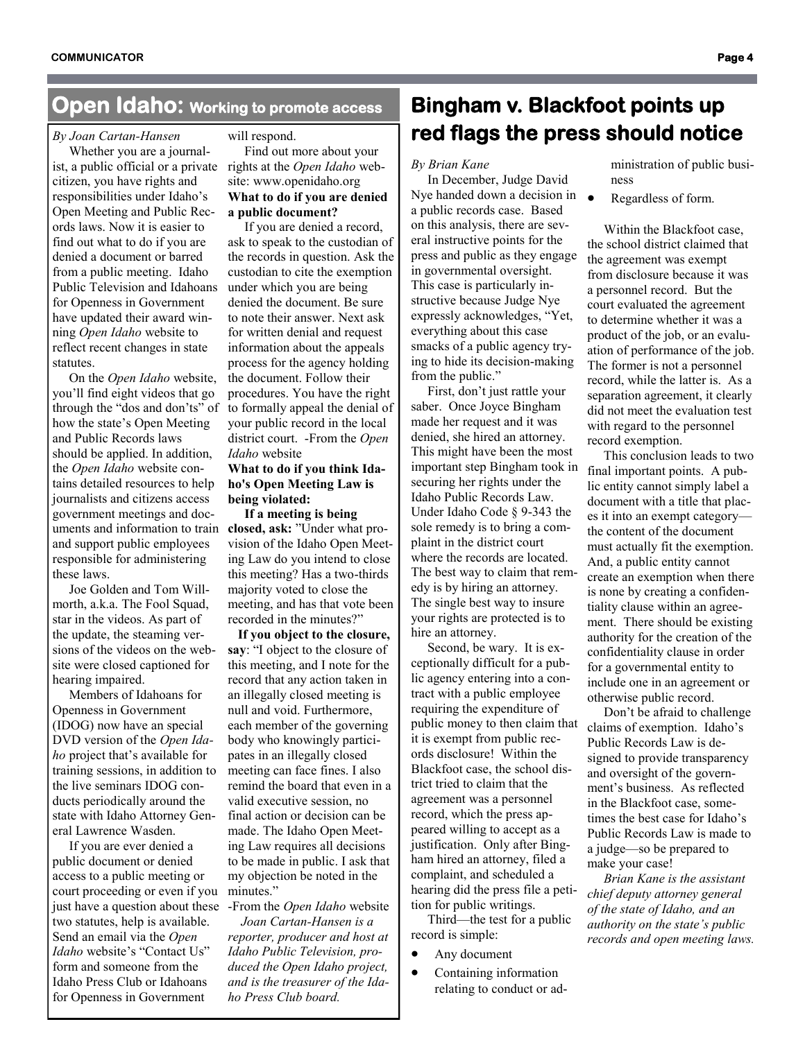# Open Idaho: Working to promote access

*By Joan Cartan-Hansen*

Whether you are a journalist, a public official or a private citizen, you have rights and responsibilities under Idaho's Open Meeting and Public Records laws. Now it is easier to find out what to do if you are denied a document or barred from a public meeting. Idaho Public Television and Idahoans for Openness in Government have updated their award winning *Open Idaho* website to reflect recent changes in state statutes.

On the *Open Idaho* website, you'll find eight videos that go through the "dos and don'ts" of how the state's Open Meeting and Public Records laws should be applied. In addition, the *Open Idaho* website contains detailed resources to help journalists and citizens access government meetings and documents and information to train and support public employees responsible for administering these laws.

Joe Golden and Tom Willmorth, a.k.a. The Fool Squad, star in the videos. As part of the update, the steaming versions of the videos on the website were closed captioned for hearing impaired.

Members of Idahoans for Openness in Government (IDOG) now have an special DVD version of the *Open Idaho* project that's available for training sessions, in addition to the live seminars IDOG conducts periodically around the state with Idaho Attorney General Lawrence Wasden.

If you are ever denied a public document or denied access to a public meeting or court proceeding or even if you just have a question about these two statutes, help is available. Send an email via the *Open Idaho* website's "Contact Us" form and someone from the Idaho Press Club or Idahoans for Openness in Government will respond.

Find out more about your rights at the *Open Idaho* website: www.openidaho.org

**What to do if you are denied a public document?**

If you are denied a record, ask to speak to the custodian of the records in question. Ask the custodian to cite the exemption under which you are being denied the document. Be sure to note their answer. Next ask for written denial and request information about the appeals process for the agency holding the document. Follow their procedures. You have the right to formally appeal the denial of your public record in the local district court. -From the *Open Idaho* website

**What to do if you think Idaho's Open Meeting Law is being violated:**

**If a meeting is being closed, ask:** "Under what provision of the Idaho Open Meeting Law do you intend to close this meeting? Has a two-thirds majority voted to close the meeting, and has that vote been recorded in the minutes?"

**If you object to the closure, say**: "I object to the closure of this meeting, and I note for the record that any action taken in an illegally closed meeting is null and void. Furthermore, each member of the governing body who knowingly participates in an illegally closed meeting can face fines. I also remind the board that even in a valid executive session, no final action or decision can be made. The Idaho Open Meeting Law requires all decisions to be made in public. I ask that my objection be noted in the minutes."

-From the *Open Idaho* website

*Joan Cartan-Hansen is a reporter, producer and host at Idaho Public Television, produced the Open Idaho project, and is the treasurer of the Idaho Press Club board.*

# Bingham v. Blackfoot points up red flags the press should notice

*By Brian Kane*

In December, Judge David Nye handed down a decision in a public records case. Based on this analysis, there are several instructive points for the press and public as they engage in governmental oversight. This case is particularly instructive because Judge Nye expressly acknowledges, "Yet, everything about this case smacks of a public agency trying to hide its decision-making from the public."

First, don't just rattle your saber. Once Joyce Bingham made her request and it was denied, she hired an attorney. This might have been the most important step Bingham took in securing her rights under the Idaho Public Records Law. Under Idaho Code § 9-343 the sole remedy is to bring a complaint in the district court where the records are located. The best way to claim that remedy is by hiring an attorney. The single best way to insure your rights are protected is to hire an attorney.

Second, be wary. It is exceptionally difficult for a public agency entering into a contract with a public employee requiring the expenditure of public money to then claim that it is exempt from public records disclosure! Within the Blackfoot case, the school district tried to claim that the agreement was a personnel record, which the press appeared willing to accept as a justification. Only after Bingham hired an attorney, filed a complaint, and scheduled a hearing did the press file a petition for public writings.

Third—the test for a public record is simple:

- Any document
- Containing information relating to conduct or administration of public business
- Regardless of form.

Within the Blackfoot case, the school district claimed that the agreement was exempt from disclosure because it was a personnel record. But the court evaluated the agreement to determine whether it was a product of the job, or an evaluation of performance of the job. The former is not a personnel record, while the latter is. As a separation agreement, it clearly did not meet the evaluation test with regard to the personnel record exemption.

This conclusion leads to two final important points. A public entity cannot simply label a document with a title that places it into an exempt category—the content of the document must actually fit the exemption. And, a public entity cannot create an exemption when there is none by creating a confidentiality clause within an agreement. There should be existing authority for the creation of the confidentiality clause in order for a governmental entity to include one in an agreement or otherwise public record.

Don't be afraid to challenge claims of exemption. Idaho's Public Records Law is designed to provide transparency and oversight of the government's business. As reflected in the Blackfoot case, sometimes the best case for Idaho's Public Records Law is made to a judge—so be prepared to make your case!

*Brian Kane is the assistant chief deputy attorney general of the state of Idaho, and an authority on the state's public records and open meeting laws.*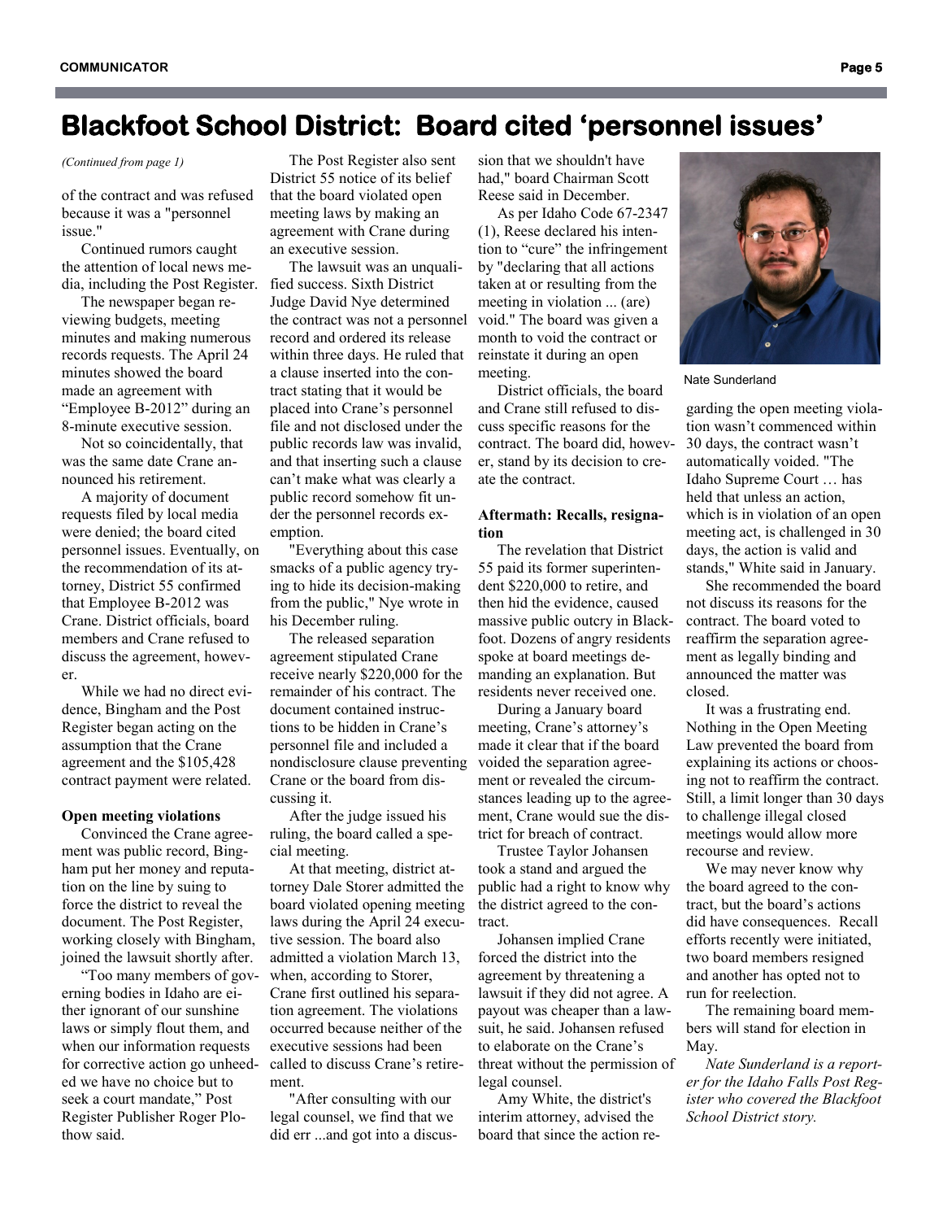# Blackfoot School District: Board cited 'personnel issues'

*(Continued from page 1)*

of the contract and was refused because it was a "personnel issue."

Continued rumors caught the attention of local news media, including the Post Register.

The newspaper began reviewing budgets, meeting minutes and making numerous records requests. The April 24 minutes showed the board made an agreement with "Employee B-2012" during an 8-minute executive session.

Not so coincidentally, that was the same date Crane announced his retirement.

A majority of document requests filed by local media were denied; the board cited personnel issues. Eventually, on the recommendation of its attorney, District 55 confirmed that Employee B-2012 was Crane. District officials, board members and Crane refused to discuss the agreement, however.

While we had no direct evidence, Bingham and the Post Register began acting on the assumption that the Crane agreement and the $105,428 contract payment were related.

**Open meeting violations**

Convinced the Crane agreement was public record, Bingham put her money and reputation on the line by suing to force the district to reveal the document. The Post Register, working closely with Bingham, joined the lawsuit shortly after.

"Too many members of governing bodies in Idaho are either ignorant of our sunshine laws or simply flout them, and when our information requests for corrective action go unheeded we have no choice but to seek a court mandate," Post Register Publisher Roger Plothow said.

The Post Register also sent District 55 notice of its belief that the board violated open meeting laws by making an agreement with Crane during an executive session.

The lawsuit was an unqualified success. Sixth District Judge David Nye determined the contract was not a personnel record and ordered its release within three days. He ruled that a clause inserted into the contract stating that it would be placed into Crane's personnel file and not disclosed under the public records law was invalid, and that inserting such a clause can't make what was clearly a public record somehow fit under the personnel records exemption.

"Everything about this case smacks of a public agency trying to hide its decision-making from the public," Nye wrote in his December ruling.

The released separation agreement stipulated Crane receive nearly $220,000 for the remainder of his contract. The document contained instructions to be hidden in Crane's personnel file and included a nondisclosure clause preventing Crane or the board from discussing it.

After the judge issued his ruling, the board called a special meeting.

At that meeting, district attorney Dale Storer admitted the board violated opening meeting laws during the April 24 executive session. The board also admitted a violation March 13, when, according to Storer, Crane first outlined his separation agreement. The violations occurred because neither of the executive sessions had been called to discuss Crane's retirement.

"After consulting with our legal counsel, we find that we did err ...and got into a discussion that we shouldn't have had," board Chairman Scott Reese said in December.

As per Idaho Code 67-2347 (1), Reese declared his intention to "cure" the infringement by "declaring that all actions taken at or resulting from the meeting in violation ... (are) void." The board was given a month to void the contract or reinstate it during an open meeting.

District officials, the board and Crane still refused to discuss specific reasons for the contract. The board did, however, stand by its decision to create the contract.

**Aftermath: Recalls, resignation**

The revelation that District 55 paid its former superintendent $220,000 to retire, and then hid the evidence, caused massive public outcry in Blackfoot. Dozens of angry residents spoke at board meetings demanding an explanation. But residents never received one.

During a January board meeting, Crane's attorney's made it clear that if the board voided the separation agreement or revealed the circumstances leading up to the agreement, Crane would sue the district for breach of contract.

Trustee Taylor Johansen took a stand and argued the public had a right to know why the district agreed to the contract.

Johansen implied Crane forced the district into the agreement by threatening a lawsuit if they did not agree. A payout was cheaper than a lawsuit, he said. Johansen refused to elaborate on the Crane's threat without the permission of legal counsel.

Amy White, the district's interim attorney, advised the board that since the action regarding the open meeting violation wasn't commenced within 30 days, the contract wasn't automatically voided. "The Idaho Supreme Court … has held that unless an action, which is in violation of an open meeting act, is challenged in 30 days, the action is valid and stands," White said in January.

Nate Sunderland

She recommended the board not discuss its reasons for the contract. The board voted to reaffirm the separation agreement as legally binding and announced the matter was closed.

It was a frustrating end. Nothing in the Open Meeting Law prevented the board from explaining its actions or choosing not to reaffirm the contract. Still, a limit longer than 30 days to challenge illegal closed meetings would allow more recourse and review.

We may never know why the board agreed to the contract, but the board's actions did have consequences. Recall efforts recently were initiated, two board members resigned and another has opted not to run for reelection.

The remaining board members will stand for election in May.

*Nate Sunderland is a reporter for the Idaho Falls Post Register who covered the Blackfoot School District story.*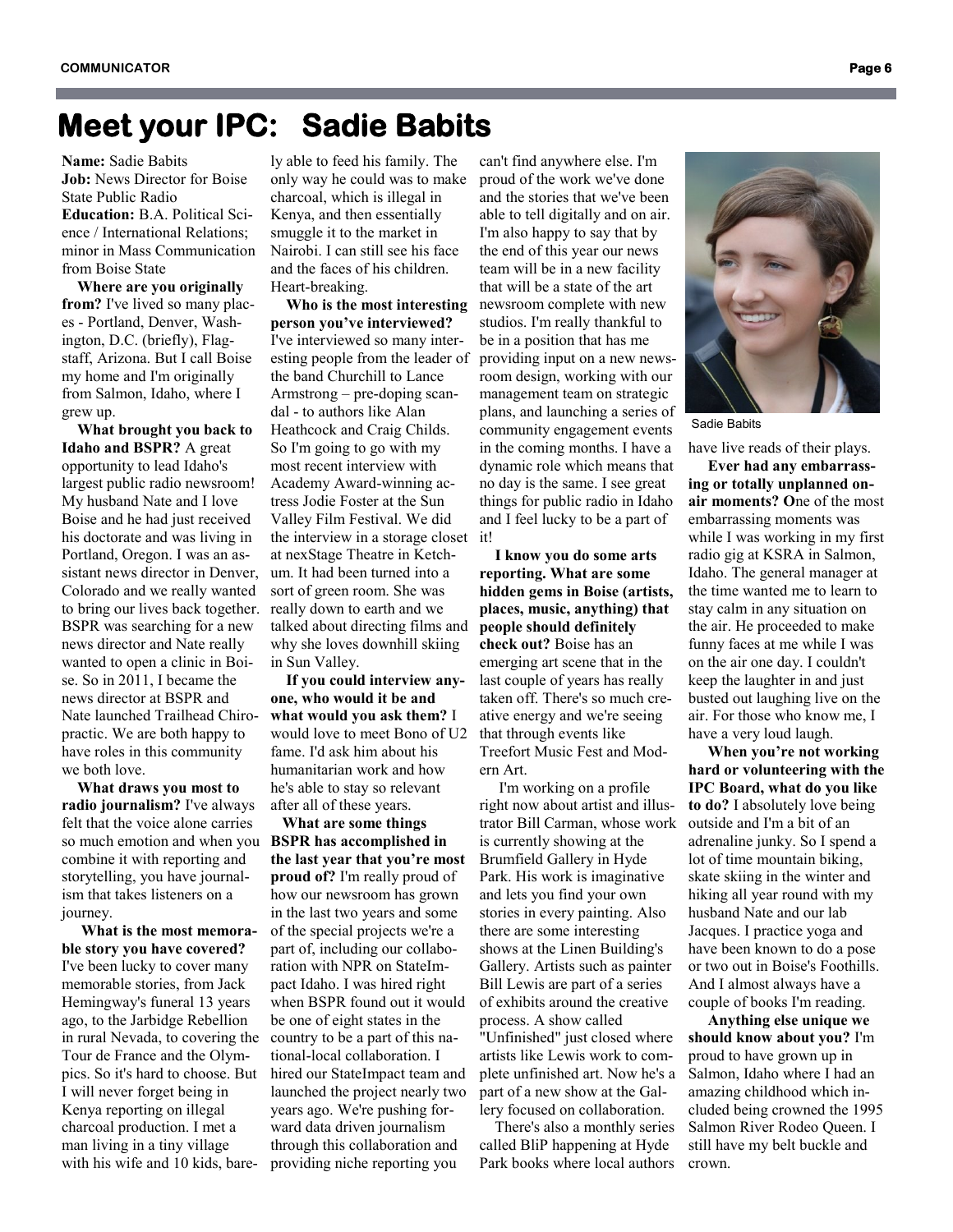# Meet your IPC: Sadie Babits

**Name:** Sadie Babits
**Job:** News Director for Boise State Public Radio
**Education:** B.A. Political Science / International Relations; minor in Mass Communication from Boise State

**Where are you originally from?** I've lived so many places - Portland, Denver, Washington, D.C. (briefly), Flagstaff, Arizona. But I call Boise my home and I'm originally from Salmon, Idaho, where I grew up.

**What brought you back to Idaho and BSPR?** A great opportunity to lead Idaho's largest public radio newsroom! My husband Nate and I love Boise and he had just received his doctorate and was living in Portland, Oregon. I was an assistant news director in Denver, Colorado and we really wanted to bring our lives back together. BSPR was searching for a new news director and Nate really wanted to open a clinic in Boise. So in 2011, I became the news director at BSPR and Nate launched Trailhead Chiropractic. We are both happy to have roles in this community we both love.

**What draws you most to radio journalism?** I've always felt that the voice alone carries so much emotion and when you combine it with reporting and storytelling, you have journalism that takes listeners on a journey.

**What is the most memorable story you have covered?** I've been lucky to cover many memorable stories, from Jack Hemingway's funeral 13 years ago, to the Jarbidge Rebellion in rural Nevada, to covering the Tour de France and the Olympics. So it's hard to choose. But I will never forget being in Kenya reporting on illegal charcoal production. I met a man living in a tiny village with his wife and 10 kids, barely able to feed his family. The only way he could was to make charcoal, which is illegal in Kenya, and then essentially smuggle it to the market in Nairobi. I can still see his face and the faces of his children. Heart-breaking.

**Who is the most interesting person you've interviewed?** I've interviewed so many interesting people from the leader of the band Churchill to Lance Armstrong – pre-doping scandal - to authors like Alan Heathcock and Craig Childs. So I'm going to go with my most recent interview with Academy Award-winning actress Jodie Foster at the Sun Valley Film Festival. We did the interview in a storage closet at nexStage Theatre in Ketchum. It had been turned into a sort of green room. She was really down to earth and we talked about directing films and why she loves downhill skiing in Sun Valley.

**If you could interview anyone, who would it be and what would you ask them?** I would love to meet Bono of U2 fame. I'd ask him about his humanitarian work and how he's able to stay so relevant after all of these years.

**What are some things BSPR has accomplished in the last year that you're most proud of?** I'm really proud of how our newsroom has grown in the last two years and some of the special projects we're a part of, including our collaboration with NPR on StateImpact Idaho. I was hired right when BSPR found out it would be one of eight states in the country to be a part of this national-local collaboration. I hired our StateImpact team and launched the project nearly two years ago. We're pushing forward data driven journalism through this collaboration and providing niche reporting you can't find anywhere else. I'm proud of the work we've done and the stories that we've been able to tell digitally and on air. I'm also happy to say that by the end of this year our news team will be in a new facility that will be a state of the art newsroom complete with new studios. I'm really thankful to be in a position that has me providing input on a new newsroom design, working with our management team on strategic plans, and launching a series of community engagement events in the coming months. I have a dynamic role which means that no day is the same. I see great things for public radio in Idaho and I feel lucky to be a part of it!

**I know you do some arts reporting. What are some hidden gems in Boise (artists, places, music, anything) that people should definitely check out?** Boise has an emerging art scene that in the last couple of years has really taken off. There's so much creative energy and we're seeing that through events like Treefort Music Fest and Modern Art.

I'm working on a profile right now about artist and illustrator Bill Carman, whose work is currently showing at the Brumfield Gallery in Hyde Park. His work is imaginative and lets you find your own stories in every painting. Also there are some interesting shows at the Linen Building's Gallery. Artists such as painter Bill Lewis are part of a series of exhibits around the creative process. A show called "Unfinished" just closed where artists like Lewis work to complete unfinished art. Now he's a part of a new show at the Gallery focused on collaboration.

There's also a monthly series called BliP happening at Hyde Park books where local authors have live reads of their plays.

Sadie Babits

**Ever had any embarrassing or totally unplanned on-air moments? O**ne of the most embarrassing moments was while I was working in my first radio gig at KSRA in Salmon, Idaho. The general manager at the time wanted me to learn to stay calm in any situation on the air. He proceeded to make funny faces at me while I was on the air one day. I couldn't keep the laughter in and just busted out laughing live on the air. For those who know me, I have a very loud laugh.

**When you're not working hard or volunteering with the IPC Board, what do you like to do?** I absolutely love being outside and I'm a bit of an adrenaline junky. So I spend a lot of time mountain biking, skate skiing in the winter and hiking all year round with my husband Nate and our lab Jacques. I practice yoga and have been known to do a pose or two out in Boise's Foothills. And I almost always have a couple of books I'm reading.

**Anything else unique we should know about you?** I'm proud to have grown up in Salmon, Idaho where I had an amazing childhood which included being crowned the 1995 Salmon River Rodeo Queen. I still have my belt buckle and crown.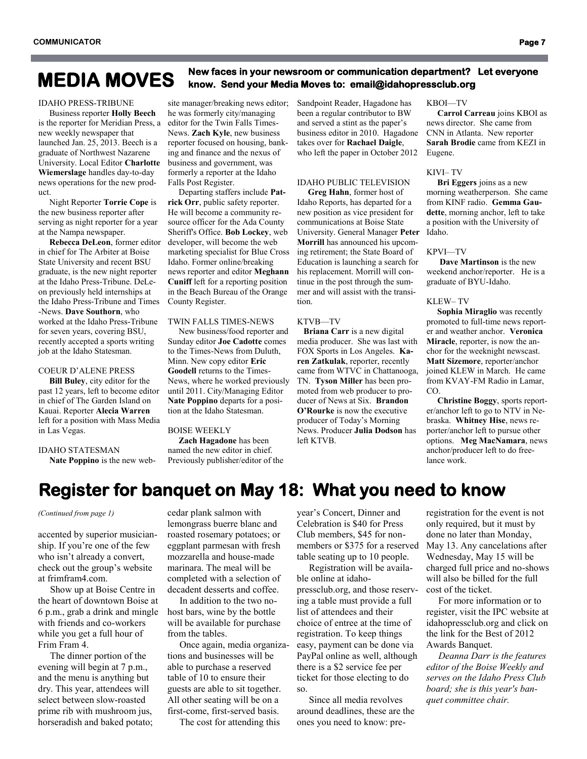# MEDIA MOVES

**New faces in your newsroom or communication department? Let everyone know. Send your Media Moves to: email@idahopressclub.org**

IDAHO PRESS-TRIBUNE

Business reporter **Holly Beech** is the reporter for Meridian Press, a new weekly newspaper that launched Jan. 25, 2013. Beech is a graduate of Northwest Nazarene University. Local Editor **Charlotte Wiemerslage** handles day-to-day news operations for the new product.

Night Reporter **Torrie Cope** is the new business reporter after serving as night reporter for a year at the Nampa newspaper.

**Rebecca DeLeon**, former editor in chief for The Arbiter at Boise State University and recent BSU graduate, is the new night reporter at the Idaho Press-Tribune. DeLeon previously held internships at the Idaho Press-Tribune and Times-News. **Dave Southorn**, who worked at the Idaho Press-Tribune for seven years, covering BSU, recently accepted a sports writing job at the Idaho Statesman.

COEUR D'ALENE PRESS

**Bill Buley**, city editor for the past 12 years, left to become editor in chief of The Garden Island on Kauai. Reporter **Alecia Warren** left for a position with Mass Media in Las Vegas.

IDAHO STATESMAN

**Nate Poppino** is the new web-site manager/breaking news editor; he was formerly city/managing editor for the Twin Falls Times-News. **Zach Kyle**, new business reporter focused on housing, banking and finance and the nexus of business and government, was formerly a reporter at the Idaho Falls Post Register.

Departing staffers include **Patrick Orr**, public safety reporter. He will become a community resource officer for the Ada County Sheriff's Office. **Bob Lockey**, web developer, will become the web marketing specialist for Blue Cross Idaho. Former online/breaking news reporter and editor **Meghann Cuniff** left for a reporting position in the Beach Bureau of the Orange County Register.

TWIN FALLS TIMES-NEWS

New business/food reporter and Sunday editor **Joe Cadotte** comes to the Times-News from Duluth, Minn. New copy editor **Eric Goodell** returns to the Times-News, where he worked previously until 2011. City/Managing Editor **Nate Poppino** departs for a position at the Idaho Statesman.

BOISE WEEKLY

**Zach Hagadone** has been named the new editor in chief. Previously publisher/editor of the Sandpoint Reader, Hagadone has been a regular contributor to BW and served a stint as the paper's business editor in 2010. Hagadone takes over for **Rachael Daigle**, who left the paper in October 2012

IDAHO PUBLIC TELEVISION

**Greg Hahn**, former host of Idaho Reports, has departed for a new position as vice president for communications at Boise State University. General Manager **Peter Morrill** has announced his upcoming retirement; the State Board of Education is launching a search for his replacement. Morrill will continue in the post through the summer and will assist with the transition.

KTVB—TV

**Briana Carr** is a new digital media producer. She was last with FOX Sports in Los Angeles. **Karen Zatkulak**, reporter, recently came from WTVC in Chattanooga, TN. **Tyson Miller** has been promoted from web producer to producer of News at Six. **Brandon O'Rourke** is now the executive producer of Today's Morning News. Producer **Julia Dodson** has left KTVB.

KBOI—TV

**Carrol Carreau** joins KBOI as news director. She came from CNN in Atlanta. New reporter **Sarah Brodie** came from KEZI in Eugene.

KIVI– TV

**Bri Eggers** joins as a new morning weatherperson. She came from KINF radio. **Gemma Gaudette**, morning anchor, left to take a position with the University of Idaho.

KPVI—TV

**Dave Martinson** is the new weekend anchor/reporter. He is a graduate of BYU-Idaho.

KLEW– TV

**Sophia Miraglio** was recently promoted to full-time news reporter and weather anchor. **Veronica Miracle**, reporter, is now the anchor for the weeknight newscast. **Matt Sizemore**, reporter/anchor joined KLEW in March. He came from KVAY-FM Radio in Lamar, CO.

**Christine Boggy**, sports reporter/anchor left to go to NTV in Nebraska. **Whitney Hise**, news reporter/anchor left to pursue other options. **Meg MacNamara**, news anchor/producer left to do freelance work.

# Register for banquet on May 18: What you need to know

*(Continued from page 1)*

accented by superior musicianship. If you're one of the few who isn't already a convert, check out the group's website at frimfram4.com.

Show up at Boise Centre in the heart of downtown Boise at 6 p.m., grab a drink and mingle with friends and co-workers while you get a full hour of Frim Fram 4.

The dinner portion of the evening will begin at 7 p.m., and the menu is anything but dry. This year, attendees will select between slow-roasted prime rib with mushroom jus, horseradish and baked potato; cedar plank salmon with lemongrass buerre blanc and roasted rosemary potatoes; or eggplant parmesan with fresh mozzarella and house-made marinara. The meal will be completed with a selection of decadent desserts and coffee.

In addition to the two no-host bars, wine by the bottle will be available for purchase from the tables.

Once again, media organizations and businesses will be able to purchase a reserved table of 10 to ensure their guests are able to sit together. All other seating will be on a first-come, first-served basis.

The cost for attending this year's Concert, Dinner and Celebration is $40 for Press Club members, $45 for non-members or $375 for a reserved table seating up to 10 people.

Registration will be available online at idahopressclub.org, and those reserving a table must provide a full list of attendees and their choice of entree at the time of registration. To keep things easy, payment can be done via PayPal online as well, although there is a $2 service fee per ticket for those electing to do so.

Since all media revolves around deadlines, these are the ones you need to know: pre-registration for the event is not only required, but it must by done no later than Monday, May 13. Any cancelations after Wednesday, May 15 will be charged full price and no-shows will also be billed for the full cost of the ticket.

For more information or to register, visit the IPC website at idahopressclub.org and click on the link for the Best of 2012 Awards Banquet.

*Deanna Darr is the features editor of the Boise Weekly and serves on the Idaho Press Club board; she is this year's banquet committee chair.*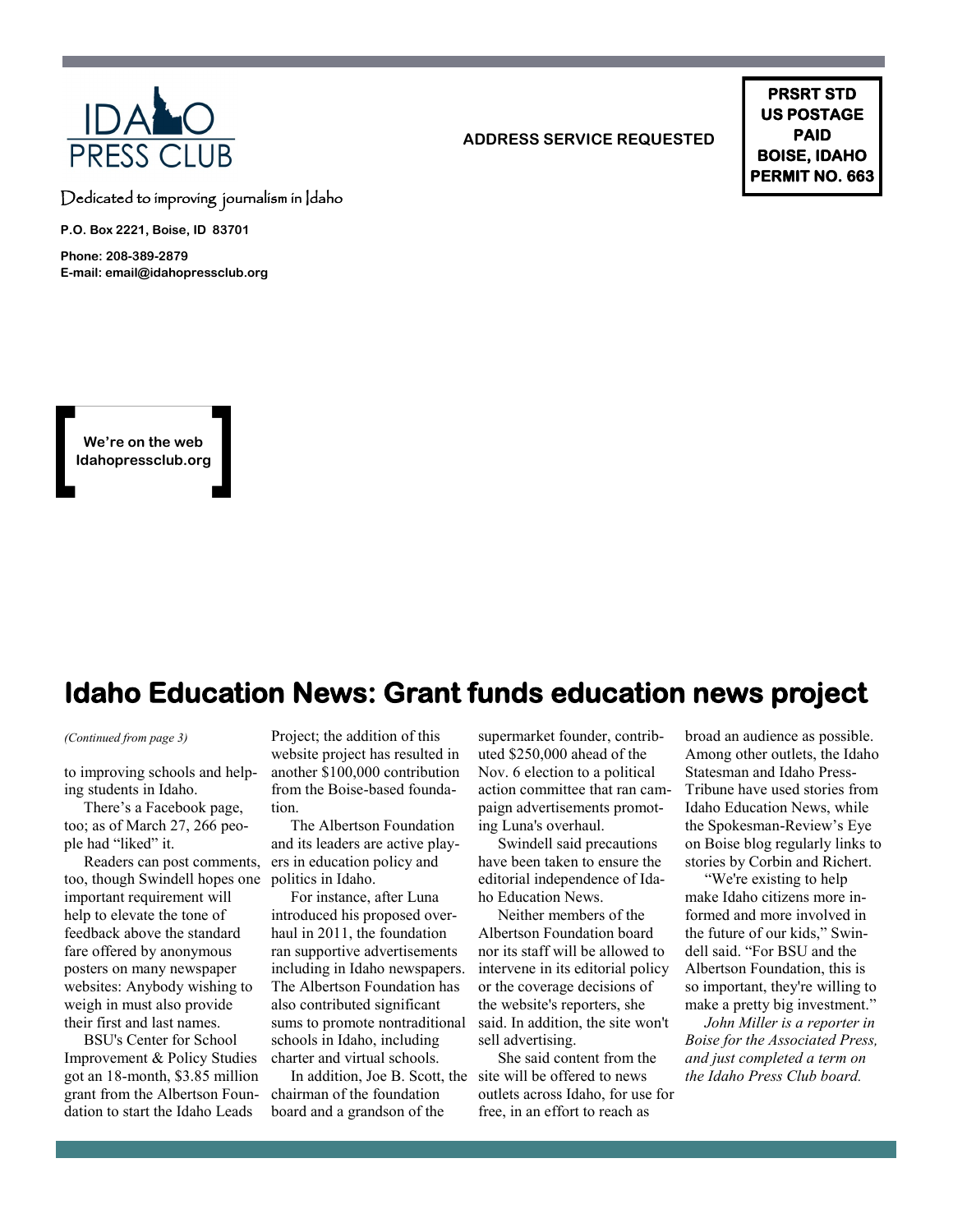IDAHO PRESS CLUB

Dedicated to improving journalism in Idaho

**P.O. Box 2221, Boise, ID 83701**

**Phone: 208-389-2879**
**E-mail: email@idahopressclub.org**

**ADDRESS SERVICE REQUESTED**

**PRSRT STD**
**US POSTAGE**
**PAID**
**BOISE, IDAHO**
**PERMIT NO. 663**

**We're on the web**
**Idahopressclub.org**

# Idaho Education News: Grant funds education news project

*(Continued from page 3)*

to improving schools and helping students in Idaho.

There's a Facebook page, too; as of March 27, 266 people had "liked" it.

Readers can post comments, too, though Swindell hopes one important requirement will help to elevate the tone of feedback above the standard fare offered by anonymous posters on many newspaper websites: Anybody wishing to weigh in must also provide their first and last names.

BSU's Center for School Improvement & Policy Studies got an 18-month, $3.85 million grant from the Albertson Foundation to start the Idaho Leads Project; the addition of this website project has resulted in another $100,000 contribution from the Boise-based foundation.

The Albertson Foundation and its leaders are active players in education policy and politics in Idaho.

For instance, after Luna introduced his proposed overhaul in 2011, the foundation ran supportive advertisements including in Idaho newspapers. The Albertson Foundation has also contributed significant sums to promote nontraditional schools in Idaho, including charter and virtual schools.

In addition, Joe B. Scott, the chairman of the foundation board and a grandson of the supermarket founder, contributed $250,000 ahead of the Nov. 6 election to a political action committee that ran campaign advertisements promoting Luna's overhaul.

Swindell said precautions have been taken to ensure the editorial independence of Idaho Education News.

Neither members of the Albertson Foundation board nor its staff will be allowed to intervene in its editorial policy or the coverage decisions of the website's reporters, she said. In addition, the site won't sell advertising.

She said content from the site will be offered to news outlets across Idaho, for use for free, in an effort to reach as broad an audience as possible. Among other outlets, the Idaho Statesman and Idaho Press-Tribune have used stories from Idaho Education News, while the Spokesman-Review's Eye on Boise blog regularly links to stories by Corbin and Richert.

"We're existing to help make Idaho citizens more informed and more involved in the future of our kids," Swindell said. "For BSU and the Albertson Foundation, this is so important, they're willing to make a pretty big investment."

*John Miller is a reporter in Boise for the Associated Press, and just completed a term on the Idaho Press Club board.*